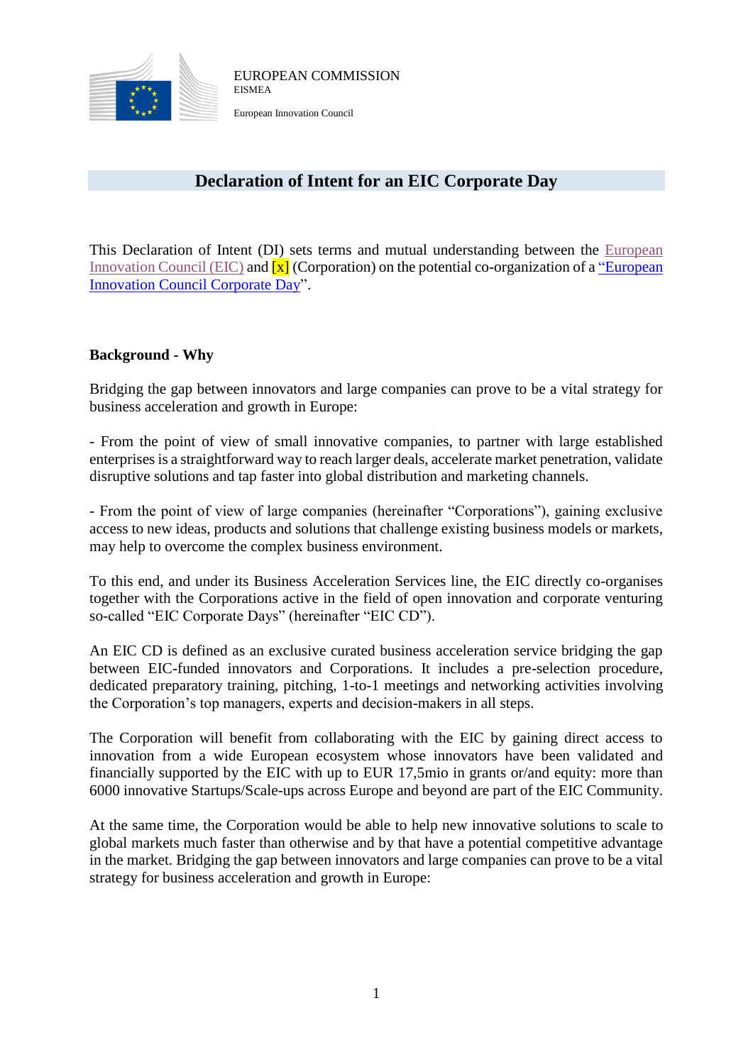EUROPEAN COMMISSION
EISMEA

European Innovation Council

# Declaration of Intent for an EIC Corporate Day

This Declaration of Intent (DI) sets terms and mutual understanding between the European Innovation Council (EIC) and [x] (Corporation) on the potential co-organization of a "European Innovation Council Corporate Day".

**Background - Why**

Bridging the gap between innovators and large companies can prove to be a vital strategy for business acceleration and growth in Europe:

- From the point of view of small innovative companies, to partner with large established enterprises is a straightforward way to reach larger deals, accelerate market penetration, validate disruptive solutions and tap faster into global distribution and marketing channels.

- From the point of view of large companies (hereinafter "Corporations"), gaining exclusive access to new ideas, products and solutions that challenge existing business models or markets, may help to overcome the complex business environment.

To this end, and under its Business Acceleration Services line, the EIC directly co-organises together with the Corporations active in the field of open innovation and corporate venturing so-called "EIC Corporate Days" (hereinafter "EIC CD").

An EIC CD is defined as an exclusive curated business acceleration service bridging the gap between EIC-funded innovators and Corporations. It includes a pre-selection procedure, dedicated preparatory training, pitching, 1-to-1 meetings and networking activities involving the Corporation's top managers, experts and decision-makers in all steps.

The Corporation will benefit from collaborating with the EIC by gaining direct access to innovation from a wide European ecosystem whose innovators have been validated and financially supported by the EIC with up to EUR 17,5mio in grants or/and equity: more than 6000 innovative Startups/Scale-ups across Europe and beyond are part of the EIC Community.

At the same time, the Corporation would be able to help new innovative solutions to scale to global markets much faster than otherwise and by that have a potential competitive advantage in the market. Bridging the gap between innovators and large companies can prove to be a vital strategy for business acceleration and growth in Europe: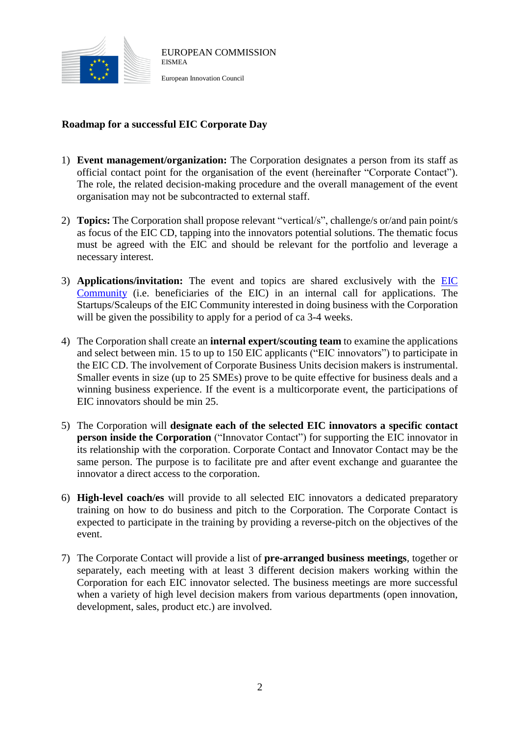EUROPEAN COMMISSION
EISMEA

European Innovation Council

**Roadmap for a successful EIC Corporate Day**

1) **Event management/organization:** The Corporation designates a person from its staff as official contact point for the organisation of the event (hereinafter "Corporate Contact"). The role, the related decision-making procedure and the overall management of the event organisation may not be subcontracted to external staff.

2) **Topics:** The Corporation shall propose relevant "vertical/s", challenge/s or/and pain point/s as focus of the EIC CD, tapping into the innovators potential solutions. The thematic focus must be agreed with the EIC and should be relevant for the portfolio and leverage a necessary interest.

3) **Applications/invitation:** The event and topics are shared exclusively with the EIC Community (i.e. beneficiaries of the EIC) in an internal call for applications. The Startups/Scaleups of the EIC Community interested in doing business with the Corporation will be given the possibility to apply for a period of ca 3-4 weeks.

4) The Corporation shall create an **internal expert/scouting team** to examine the applications and select between min. 15 to up to 150 EIC applicants ("EIC innovators") to participate in the EIC CD. The involvement of Corporate Business Units decision makers is instrumental. Smaller events in size (up to 25 SMEs) prove to be quite effective for business deals and a winning business experience. If the event is a multicorporate event, the participations of EIC innovators should be min 25.

5) The Corporation will **designate each of the selected EIC innovators a specific contact person inside the Corporation** ("Innovator Contact") for supporting the EIC innovator in its relationship with the corporation. Corporate Contact and Innovator Contact may be the same person. The purpose is to facilitate pre and after event exchange and guarantee the innovator a direct access to the corporation.

6) **High-level coach/es** will provide to all selected EIC innovators a dedicated preparatory training on how to do business and pitch to the Corporation. The Corporate Contact is expected to participate in the training by providing a reverse-pitch on the objectives of the event.

7) The Corporate Contact will provide a list of **pre-arranged business meetings**, together or separately, each meeting with at least 3 different decision makers working within the Corporation for each EIC innovator selected. The business meetings are more successful when a variety of high level decision makers from various departments (open innovation, development, sales, product etc.) are involved.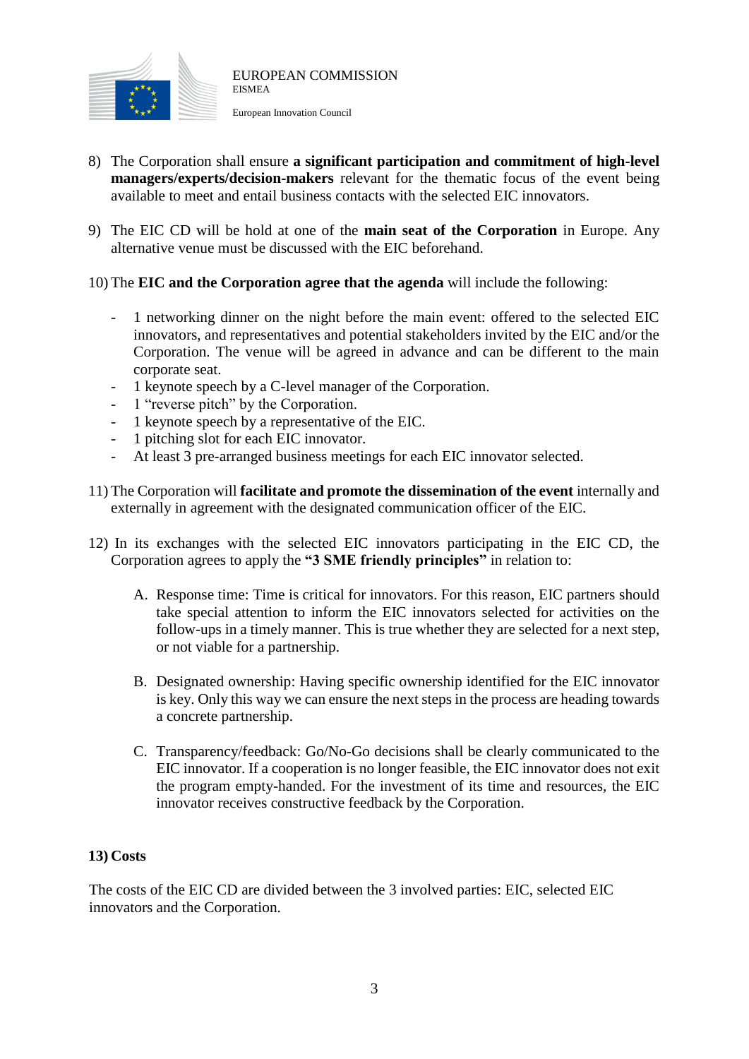8) The Corporation shall ensure **a significant participation and commitment of high-level managers/experts/decision-makers** relevant for the thematic focus of the event being available to meet and entail business contacts with the selected EIC innovators.

9) The EIC CD will be hold at one of the **main seat of the Corporation** in Europe. Any alternative venue must be discussed with the EIC beforehand.

10) The **EIC and the Corporation agree that the agenda** will include the following:

   - 1 networking dinner on the night before the main event: offered to the selected EIC innovators, and representatives and potential stakeholders invited by the EIC and/or the Corporation. The venue will be agreed in advance and can be different to the main corporate seat.
   - 1 keynote speech by a C-level manager of the Corporation.
   - 1 "reverse pitch" by the Corporation.
   - 1 keynote speech by a representative of the EIC.
   - 1 pitching slot for each EIC innovator.
   - At least 3 pre-arranged business meetings for each EIC innovator selected.

11) The Corporation will **facilitate and promote the dissemination of the event** internally and externally in agreement with the designated communication officer of the EIC.

12) In its exchanges with the selected EIC innovators participating in the EIC CD, the Corporation agrees to apply the **"3 SME friendly principles"** in relation to:

   A. Response time: Time is critical for innovators. For this reason, EIC partners should take special attention to inform the EIC innovators selected for activities on the follow-ups in a timely manner. This is true whether they are selected for a next step, or not viable for a partnership.

   B. Designated ownership: Having specific ownership identified for the EIC innovator is key. Only this way we can ensure the next steps in the process are heading towards a concrete partnership.

   C. Transparency/feedback: Go/No-Go decisions shall be clearly communicated to the EIC innovator. If a cooperation is no longer feasible, the EIC innovator does not exit the program empty-handed. For the investment of its time and resources, the EIC innovator receives constructive feedback by the Corporation.

**13) Costs**

The costs of the EIC CD are divided between the 3 involved parties: EIC, selected EIC innovators and the Corporation.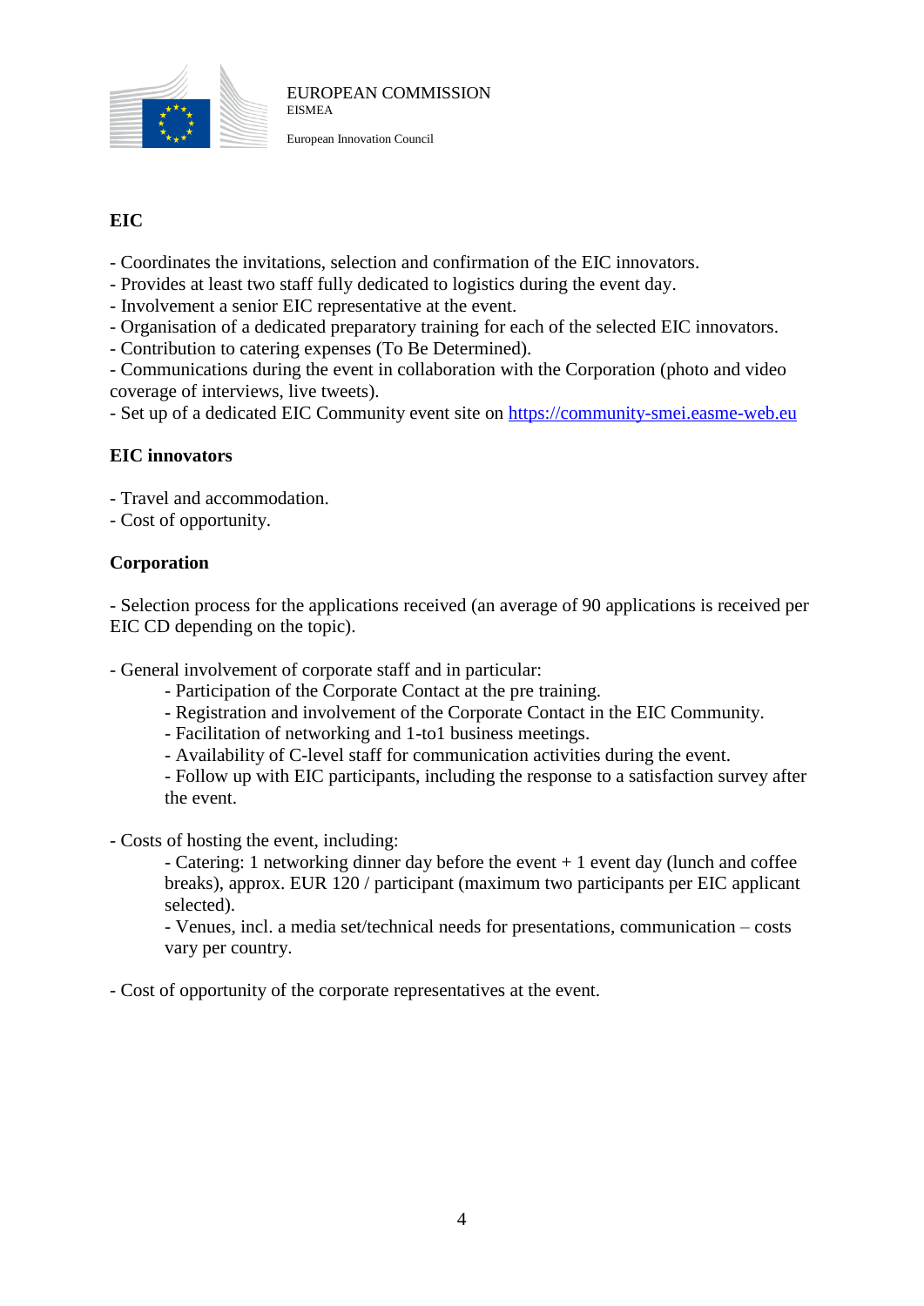EUROPEAN COMMISSION
EISMEA

European Innovation Council

**EIC**

- Coordinates the invitations, selection and confirmation of the EIC innovators.
- Provides at least two staff fully dedicated to logistics during the event day.
- Involvement a senior EIC representative at the event.
- Organisation of a dedicated preparatory training for each of the selected EIC innovators.
- Contribution to catering expenses (To Be Determined).
- Communications during the event in collaboration with the Corporation (photo and video coverage of interviews, live tweets).
- Set up of a dedicated EIC Community event site on https://community-smei.easme-web.eu

**EIC innovators**

- Travel and accommodation.
- Cost of opportunity.

**Corporation**

- Selection process for the applications received (an average of 90 applications is received per EIC CD depending on the topic).

- General involvement of corporate staff and in particular:
    - Participation of the Corporate Contact at the pre training.
    - Registration and involvement of the Corporate Contact in the EIC Community.
    - Facilitation of networking and 1-to1 business meetings.
    - Availability of C-level staff for communication activities during the event.
    - Follow up with EIC participants, including the response to a satisfaction survey after the event.

- Costs of hosting the event, including:
    - Catering: 1 networking dinner day before the event + 1 event day (lunch and coffee breaks), approx. EUR 120 / participant (maximum two participants per EIC applicant selected).
    - Venues, incl. a media set/technical needs for presentations, communication – costs vary per country.

- Cost of opportunity of the corporate representatives at the event.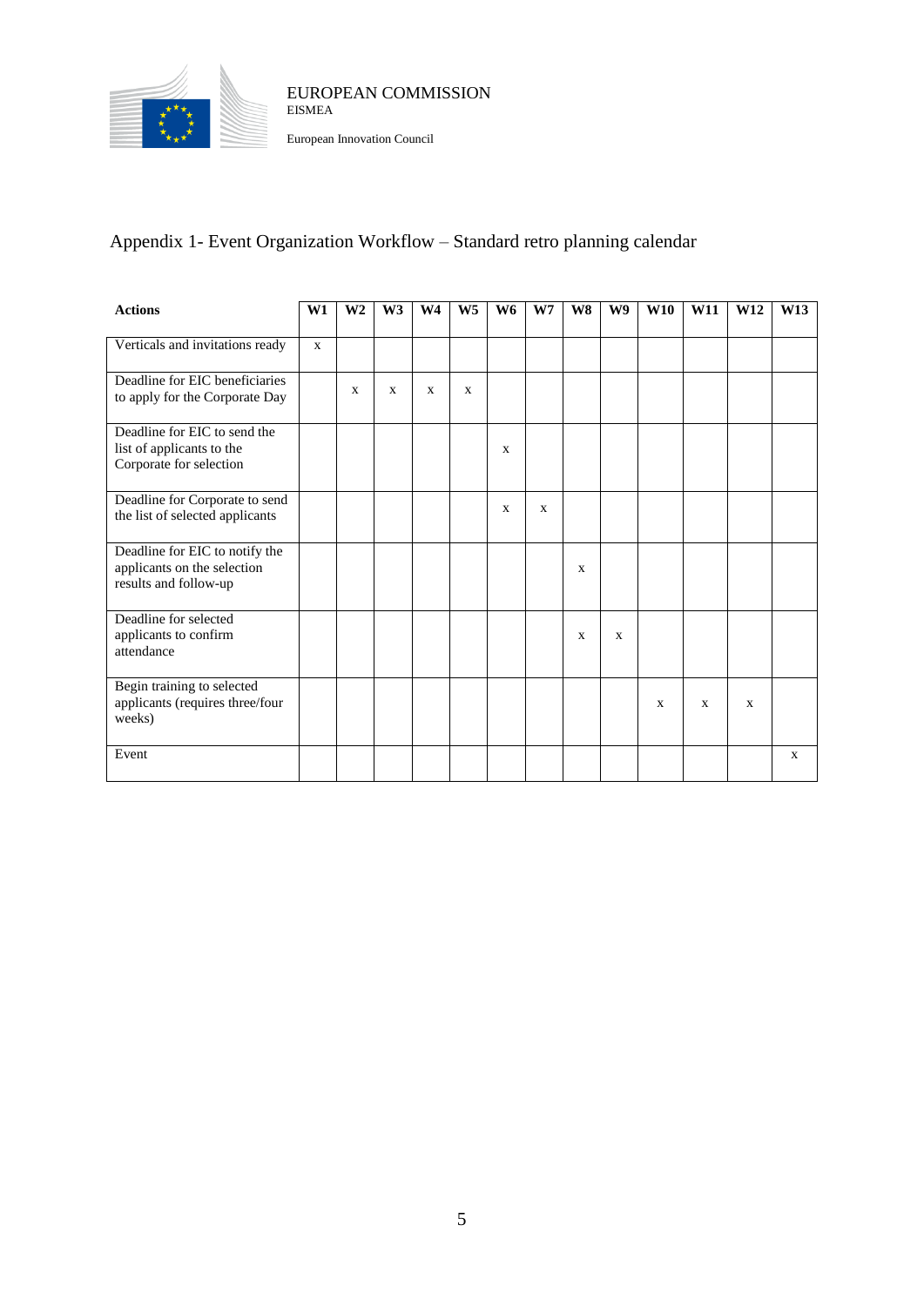EUROPEAN COMMISSION
EISMEA

European Innovation Council

## Appendix 1- Event Organization Workflow – Standard retro planning calendar

| Actions | W1 | W2 | W3 | W4 | W5 | W6 | W7 | W8 | W9 | W10 | W11 | W12 | W13 |
|---|---|---|---|---|---|---|---|---|---|---|---|---|---|
| Verticals and invitations ready | x | | | | | | | | | | | | |
| Deadline for EIC beneficiaries to apply for the Corporate Day | | x | x | x | x | | | | | | | | |
| Deadline for EIC to send the list of applicants to the Corporate for selection | | | | | | x | | | | | | | |
| Deadline for Corporate to send the list of selected applicants | | | | | | x | x | | | | | | |
| Deadline for EIC to notify the applicants on the selection results and follow-up | | | | | | | | x | | | | | |
| Deadline for selected applicants to confirm attendance | | | | | | | | x | x | | | | |
| Begin training to selected applicants (requires three/four weeks) | | | | | | | | | | x | x | x | |
| Event | | | | | | | | | | | | | x |